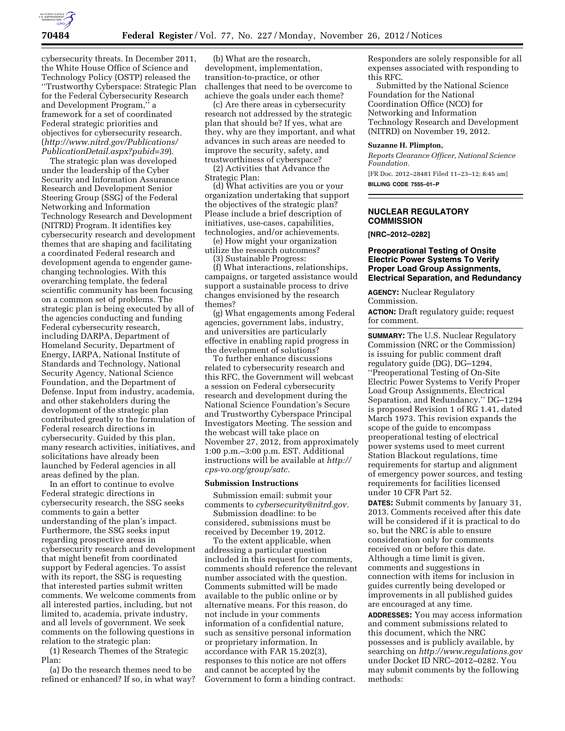cybersecurity threats. In December 2011, the White House Office of Science and Technology Policy (OSTP) released the ''Trustworthy Cyberspace: Strategic Plan for the Federal Cybersecurity Research and Development Program,'' a framework for a set of coordinated Federal strategic priorities and objectives for cybersecurity research. (*http://www.nitrd.gov/Publications/PublicationDetail.aspx?pubid=39*).

The strategic plan was developed under the leadership of the Cyber Security and Information Assurance Research and Development Senior Steering Group (SSG) of the Federal Networking and Information Technology Research and Development (NITRD) Program. It identifies key cybersecurity research and development themes that are shaping and facilitating a coordinated Federal research and development agenda to engender game-changing technologies. With this overarching template, the federal scientific community has been focusing on a common set of problems. The strategic plan is being executed by all of the agencies conducting and funding Federal cybersecurity research, including DARPA, Department of Homeland Security, Department of Energy, IARPA, National Institute of Standards and Technology, National Security Agency, National Science Foundation, and the Department of Defense. Input from industry, academia, and other stakeholders during the development of the strategic plan contributed greatly to the formulation of Federal research directions in cybersecurity. Guided by this plan, many research activities, initiatives, and solicitations have already been launched by Federal agencies in all areas defined by the plan.

In an effort to continue to evolve Federal strategic directions in cybersecurity research, the SSG seeks comments to gain a better understanding of the plan's impact. Furthermore, the SSG seeks input regarding prospective areas in cybersecurity research and development that might benefit from coordinated support by Federal agencies. To assist with its report, the SSG is requesting that interested parties submit written comments. We welcome comments from all interested parties, including, but not limited to, academia, private industry, and all levels of government. We seek comments on the following questions in relation to the strategic plan:

(1) Research Themes of the Strategic Plan:

(a) Do the research themes need to be refined or enhanced? If so, in what way?

(b) What are the research, development, implementation, transition-to-practice, or other challenges that need to be overcome to achieve the goals under each theme?

(c) Are there areas in cybersecurity research not addressed by the strategic plan that should be? If yes, what are they, why are they important, and what advances in such areas are needed to improve the security, safety, and trustworthiness of cyberspace?

(2) Activities that Advance the Strategic Plan:

(d) What activities are you or your organization undertaking that support the objectives of the strategic plan? Please include a brief description of initiatives, use-cases, capabilities, technologies, and/or achievements.

(e) How might your organization utilize the research outcomes?

(3) Sustainable Progress:

(f) What interactions, relationships, campaigns, or targeted assistance would support a sustainable process to drive changes envisioned by the research themes?

(g) What engagements among Federal agencies, government labs, industry, and universities are particularly effective in enabling rapid progress in the development of solutions?

To further enhance discussions related to cybersecurity research and this RFC, the Government will webcast a session on Federal cybersecurity research and development during the National Science Foundation's Secure and Trustworthy Cyberspace Principal Investigators Meeting. The session and the webcast will take place on November 27, 2012, from approximately 1:00 p.m.–3:00 p.m. EST. Additional instructions will be available at *http://cps-vo.org/group/satc.*

## Submission Instructions

Submission email: submit your comments to *cybersecurity@nitrd.gov.*

Submission deadline: to be considered, submissions must be received by December 19, 2012.

To the extent applicable, when addressing a particular question included in this request for comments, comments should reference the relevant number associated with the question. Comments submitted will be made available to the public online or by alternative means. For this reason, do not include in your comments information of a confidential nature, such as sensitive personal information or proprietary information. In accordance with FAR 15.202(3), responses to this notice are not offers and cannot be accepted by the Government to form a binding contract. Responders are solely responsible for all expenses associated with responding to this RFC.

Submitted by the National Science Foundation for the National Coordination Office (NCO) for Networking and Information Technology Research and Development (NITRD) on November 19, 2012.

**Suzanne H. Plimpton,**

*Reports Clearance Officer, National Science Foundation.*

[FR Doc. 2012–28481 Filed 11–23–12; 8:45 am]

**BILLING CODE 7555–01–P**

## NUCLEAR REGULATORY COMMISSION

**[NRC–2012–0282]**

### Preoperational Testing of Onsite Electric Power Systems To Verify Proper Load Group Assignments, Electrical Separation, and Redundancy

**AGENCY:** Nuclear Regulatory Commission.

**ACTION:** Draft regulatory guide; request for comment.

**SUMMARY:** The U.S. Nuclear Regulatory Commission (NRC or the Commission) is issuing for public comment draft regulatory guide (DG), DG–1294, ''Preoperational Testing of On-Site Electric Power Systems to Verify Proper Load Group Assignments, Electrical Separation, and Redundancy.'' DG–1294 is proposed Revision 1 of RG 1.41, dated March 1973. This revision expands the scope of the guide to encompass preoperational testing of electrical power systems used to meet current Station Blackout regulations, time requirements for startup and alignment of emergency power sources, and testing requirements for facilities licensed under 10 CFR Part 52.

**DATES:** Submit comments by January 31, 2013. Comments received after this date will be considered if it is practical to do so, but the NRC is able to ensure consideration only for comments received on or before this date. Although a time limit is given, comments and suggestions in connection with items for inclusion in guides currently being developed or improvements in all published guides are encouraged at any time.

**ADDRESSES:** You may access information and comment submissions related to this document, which the NRC possesses and is publicly available, by searching on *http://www.regulations.gov* under Docket ID NRC–2012–0282. You may submit comments by the following methods: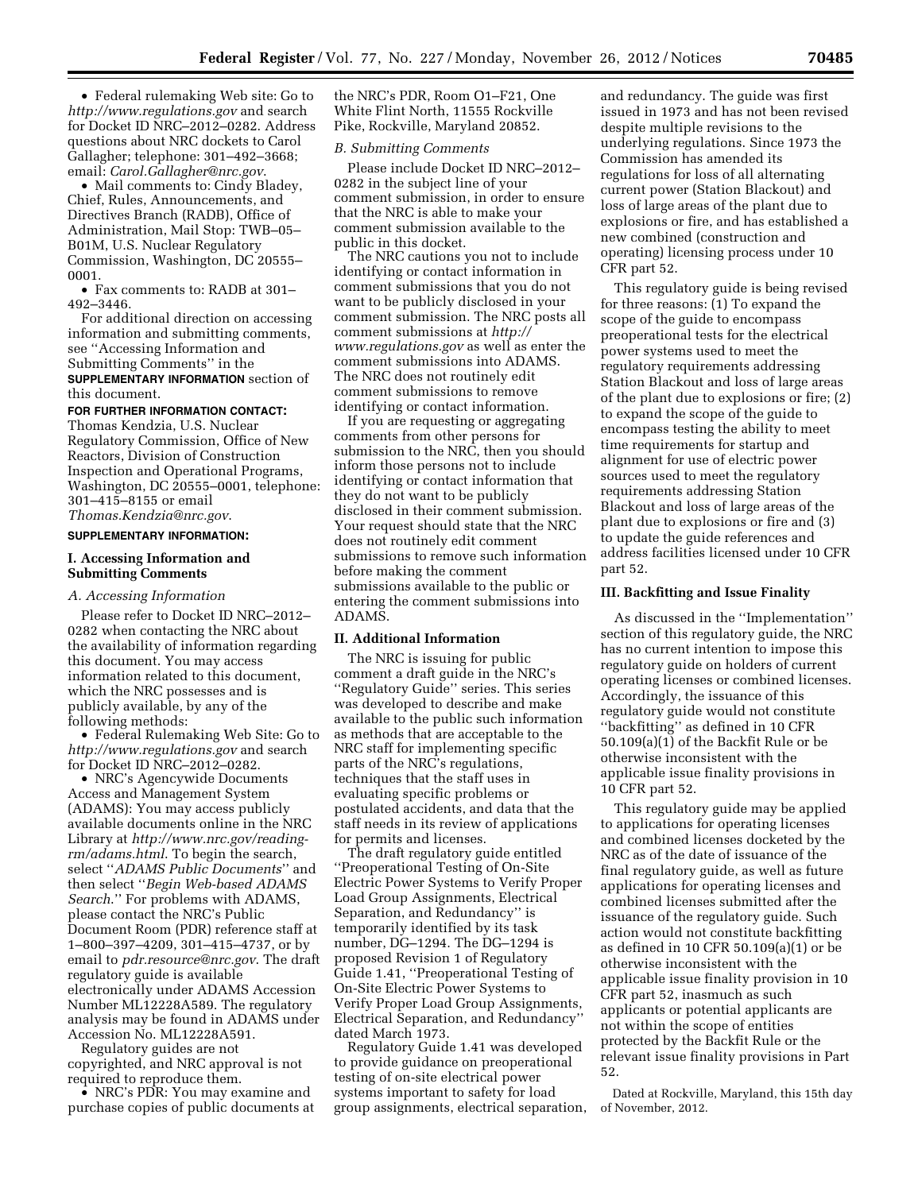- Federal rulemaking Web site: Go to *http://www.regulations.gov* and search for Docket ID NRC–2012–0282. Address questions about NRC dockets to Carol Gallagher; telephone: 301–492–3668; email: *Carol.Gallagher@nrc.gov*.
- Mail comments to: Cindy Bladey, Chief, Rules, Announcements, and Directives Branch (RADB), Office of Administration, Mail Stop: TWB–05–B01M, U.S. Nuclear Regulatory Commission, Washington, DC 20555–0001.
- Fax comments to: RADB at 301–492–3446.

For additional direction on accessing information and submitting comments, see ''Accessing Information and Submitting Comments'' in the **SUPPLEMENTARY INFORMATION** section of this document.

**FOR FURTHER INFORMATION CONTACT:** Thomas Kendzia, U.S. Nuclear Regulatory Commission, Office of New Reactors, Division of Construction Inspection and Operational Programs, Washington, DC 20555–0001, telephone: 301–415–8155 or email *Thomas.Kendzia@nrc.gov*.

**SUPPLEMENTARY INFORMATION:**

## I. Accessing Information and Submitting Comments

### A. Accessing Information

Please refer to Docket ID NRC–2012–0282 when contacting the NRC about the availability of information regarding this document. You may access information related to this document, which the NRC possesses and is publicly available, by any of the following methods:

- Federal Rulemaking Web Site: Go to *http://www.regulations.gov* and search for Docket ID NRC–2012–0282.
- NRC's Agencywide Documents Access and Management System (ADAMS): You may access publicly available documents online in the NRC Library at *http://www.nrc.gov/reading-rm/adams.html*. To begin the search, select ''*ADAMS Public Documents*'' and then select ''*Begin Web-based ADAMS Search*.'' For problems with ADAMS, please contact the NRC's Public Document Room (PDR) reference staff at 1–800–397–4209, 301–415–4737, or by email to *pdr.resource@nrc.gov*. The draft regulatory guide is available electronically under ADAMS Accession Number ML12228A589. The regulatory analysis may be found in ADAMS under Accession No. ML12228A591.

Regulatory guides are not copyrighted, and NRC approval is not required to reproduce them.

- NRC's PDR: You may examine and purchase copies of public documents at the NRC's PDR, Room O1–F21, One White Flint North, 11555 Rockville Pike, Rockville, Maryland 20852.

### B. Submitting Comments

Please include Docket ID NRC–2012–0282 in the subject line of your comment submission, in order to ensure that the NRC is able to make your comment submission available to the public in this docket.

The NRC cautions you not to include identifying or contact information in comment submissions that you do not want to be publicly disclosed in your comment submission. The NRC posts all comment submissions at *http://www.regulations.gov* as well as enter the comment submissions into ADAMS. The NRC does not routinely edit comment submissions to remove identifying or contact information.

If you are requesting or aggregating comments from other persons for submission to the NRC, then you should inform those persons not to include identifying or contact information that they do not want to be publicly disclosed in their comment submission. Your request should state that the NRC does not routinely edit comment submissions to remove such information before making the comment submissions available to the public or entering the comment submissions into ADAMS.

## II. Additional Information

The NRC is issuing for public comment a draft guide in the NRC's ''Regulatory Guide'' series. This series was developed to describe and make available to the public such information as methods that are acceptable to the NRC staff for implementing specific parts of the NRC's regulations, techniques that the staff uses in evaluating specific problems or postulated accidents, and data that the staff needs in its review of applications for permits and licenses.

The draft regulatory guide entitled ''Preoperational Testing of On-Site Electric Power Systems to Verify Proper Load Group Assignments, Electrical Separation, and Redundancy'' is temporarily identified by its task number, DG–1294. The DG–1294 is proposed Revision 1 of Regulatory Guide 1.41, ''Preoperational Testing of On-Site Electric Power Systems to Verify Proper Load Group Assignments, Electrical Separation, and Redundancy'' dated March 1973.

Regulatory Guide 1.41 was developed to provide guidance on preoperational testing of on-site electrical power systems important to safety for load group assignments, electrical separation, and redundancy. The guide was first issued in 1973 and has not been revised despite multiple revisions to the underlying regulations. Since 1973 the Commission has amended its regulations for loss of all alternating current power (Station Blackout) and loss of large areas of the plant due to explosions or fire, and has established a new combined (construction and operating) licensing process under 10 CFR part 52.

This regulatory guide is being revised for three reasons: (1) To expand the scope of the guide to encompass preoperational tests for the electrical power systems used to meet the regulatory requirements addressing Station Blackout and loss of large areas of the plant due to explosions or fire; (2) to expand the scope of the guide to encompass testing the ability to meet time requirements for startup and alignment for use of electric power sources used to meet the regulatory requirements addressing Station Blackout and loss of large areas of the plant due to explosions or fire and (3) to update the guide references and address facilities licensed under 10 CFR part 52.

## III. Backfitting and Issue Finality

As discussed in the ''Implementation'' section of this regulatory guide, the NRC has no current intention to impose this regulatory guide on holders of current operating licenses or combined licenses. Accordingly, the issuance of this regulatory guide would not constitute ''backfitting'' as defined in 10 CFR 50.109(a)(1) of the Backfit Rule or be otherwise inconsistent with the applicable issue finality provisions in 10 CFR part 52.

This regulatory guide may be applied to applications for operating licenses and combined licenses docketed by the NRC as of the date of issuance of the final regulatory guide, as well as future applications for operating licenses and combined licenses submitted after the issuance of the regulatory guide. Such action would not constitute backfitting as defined in 10 CFR 50.109(a)(1) or be otherwise inconsistent with the applicable issue finality provision in 10 CFR part 52, inasmuch as such applicants or potential applicants are not within the scope of entities protected by the Backfit Rule or the relevant issue finality provisions in Part 52.

Dated at Rockville, Maryland, this 15th day of November, 2012.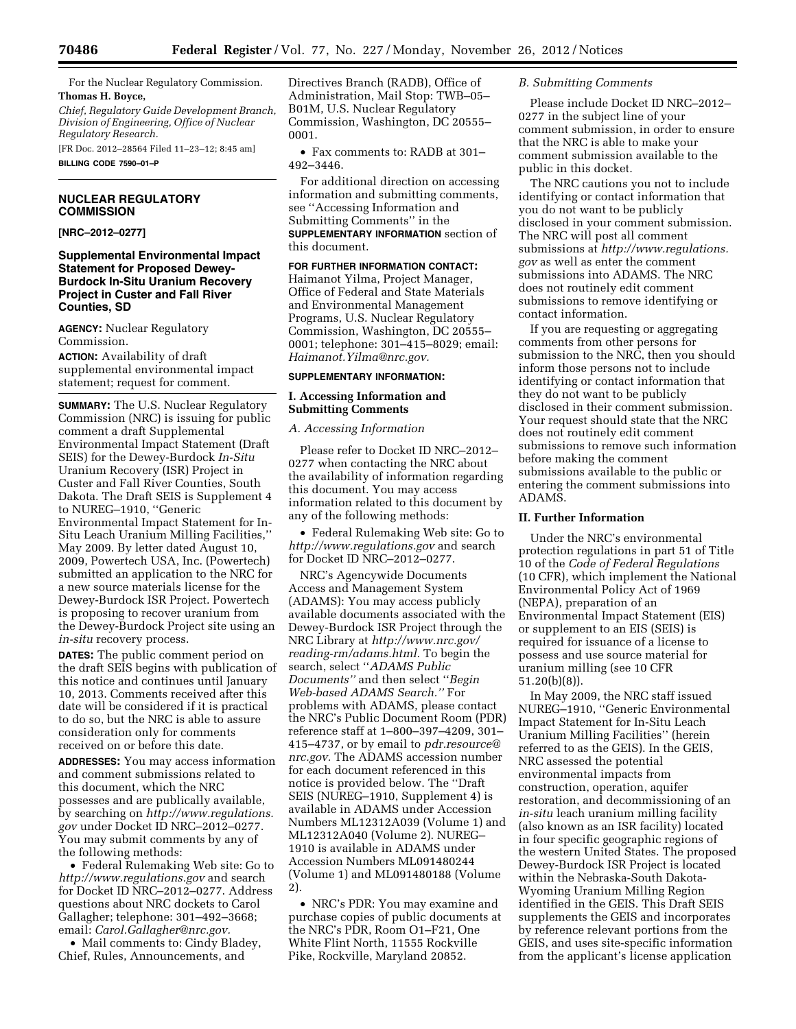For the Nuclear Regulatory Commission.

**Thomas H. Boyce,**

*Chief, Regulatory Guide Development Branch, Division of Engineering, Office of Nuclear Regulatory Research.*

[FR Doc. 2012–28564 Filed 11–23–12; 8:45 am]

**BILLING CODE 7590–01–P**

---

## NUCLEAR REGULATORY COMMISSION

**[NRC–2012–0277]**

### Supplemental Environmental Impact Statement for Proposed Dewey-Burdock In-Situ Uranium Recovery Project in Custer and Fall River Counties, SD

**AGENCY:** Nuclear Regulatory Commission.

**ACTION:** Availability of draft supplemental environmental impact statement; request for comment.

**SUMMARY:** The U.S. Nuclear Regulatory Commission (NRC) is issuing for public comment a draft Supplemental Environmental Impact Statement (Draft SEIS) for the Dewey-Burdock *In-Situ* Uranium Recovery (ISR) Project in Custer and Fall River Counties, South Dakota. The Draft SEIS is Supplement 4 to NUREG–1910, ''Generic Environmental Impact Statement for In-Situ Leach Uranium Milling Facilities,'' May 2009. By letter dated August 10, 2009, Powertech USA, Inc. (Powertech) submitted an application to the NRC for a new source materials license for the Dewey-Burdock ISR Project. Powertech is proposing to recover uranium from the Dewey-Burdock Project site using an *in-situ* recovery process.

**DATES:** The public comment period on the draft SEIS begins with publication of this notice and continues until January 10, 2013. Comments received after this date will be considered if it is practical to do so, but the NRC is able to assure consideration only for comments received on or before this date.

**ADDRESSES:** You may access information and comment submissions related to this document, which the NRC possesses and are publically available, by searching on *http://www.regulations.gov* under Docket ID NRC–2012–0277. You may submit comments by any of the following methods:

- Federal Rulemaking Web site: Go to *http://www.regulations.gov* and search for Docket ID NRC–2012–0277. Address questions about NRC dockets to Carol Gallagher; telephone: 301–492–3668; email: *Carol.Gallagher@nrc.gov.*
- Mail comments to: Cindy Bladey, Chief, Rules, Announcements, and Directives Branch (RADB), Office of Administration, Mail Stop: TWB–05–B01M, U.S. Nuclear Regulatory Commission, Washington, DC 20555–0001.
- Fax comments to: RADB at 301–492–3446.

For additional direction on accessing information and submitting comments, see ''Accessing Information and Submitting Comments'' in the **SUPPLEMENTARY INFORMATION** section of this document.

**FOR FURTHER INFORMATION CONTACT:** Haimanot Yilma, Project Manager, Office of Federal and State Materials and Environmental Management Programs, U.S. Nuclear Regulatory Commission, Washington, DC 20555–0001; telephone: 301–415–8029; email: *Haimanot.Yilma@nrc.gov.*

**SUPPLEMENTARY INFORMATION:**

### I. Accessing Information and Submitting Comments

*A. Accessing Information*

Please refer to Docket ID NRC–2012–0277 when contacting the NRC about the availability of information regarding this document. You may access information related to this document by any of the following methods:

- Federal Rulemaking Web site: Go to *http://www.regulations.gov* and search for Docket ID NRC–2012–0277.

NRC's Agencywide Documents Access and Management System (ADAMS): You may access publicly available documents associated with the Dewey-Burdock ISR Project through the NRC Library at *http://www.nrc.gov/reading-rm/adams.html.* To begin the search, select ''*ADAMS Public Documents''* and then select ''*Begin Web-based ADAMS Search.''* For problems with ADAMS, please contact the NRC's Public Document Room (PDR) reference staff at 1–800–397–4209, 301–415–4737, or by email to *pdr.resource@nrc.gov.* The ADAMS accession number for each document referenced in this notice is provided below. The ''Draft SEIS (NUREG–1910, Supplement 4) is available in ADAMS under Accession Numbers ML12312A039 (Volume 1) and ML12312A040 (Volume 2). NUREG–1910 is available in ADAMS under Accession Numbers ML091480244 (Volume 1) and ML091480188 (Volume 2).

- NRC's PDR: You may examine and purchase copies of public documents at the NRC's PDR, Room O1–F21, One White Flint North, 11555 Rockville Pike, Rockville, Maryland 20852.

*B. Submitting Comments*

Please include Docket ID NRC–2012–0277 in the subject line of your comment submission, in order to ensure that the NRC is able to make your comment submission available to the public in this docket.

The NRC cautions you not to include identifying or contact information that you do not want to be publicly disclosed in your comment submission. The NRC will post all comment submissions at *http://www.regulations.gov* as well as enter the comment submissions into ADAMS. The NRC does not routinely edit comment submissions to remove identifying or contact information.

If you are requesting or aggregating comments from other persons for submission to the NRC, then you should inform those persons not to include identifying or contact information that they do not want to be publicly disclosed in their comment submission. Your request should state that the NRC does not routinely edit comment submissions to remove such information before making the comment submissions available to the public or entering the comment submissions into ADAMS.

### II. Further Information

Under the NRC's environmental protection regulations in part 51 of Title 10 of the *Code of Federal Regulations* (10 CFR), which implement the National Environmental Policy Act of 1969 (NEPA), preparation of an Environmental Impact Statement (EIS) or supplement to an EIS (SEIS) is required for issuance of a license to possess and use source material for uranium milling (see 10 CFR 51.20(b)(8)).

In May 2009, the NRC staff issued NUREG–1910, ''Generic Environmental Impact Statement for In-Situ Leach Uranium Milling Facilities'' (herein referred to as the GEIS). In the GEIS, NRC assessed the potential environmental impacts from construction, operation, aquifer restoration, and decommissioning of an *in-situ* leach uranium milling facility (also known as an ISR facility) located in four specific geographic regions of the western United States. The proposed Dewey-Burdock ISR Project is located within the Nebraska-South Dakota-Wyoming Uranium Milling Region identified in the GEIS. This Draft SEIS supplements the GEIS and incorporates by reference relevant portions from the GEIS, and uses site-specific information from the applicant's license application